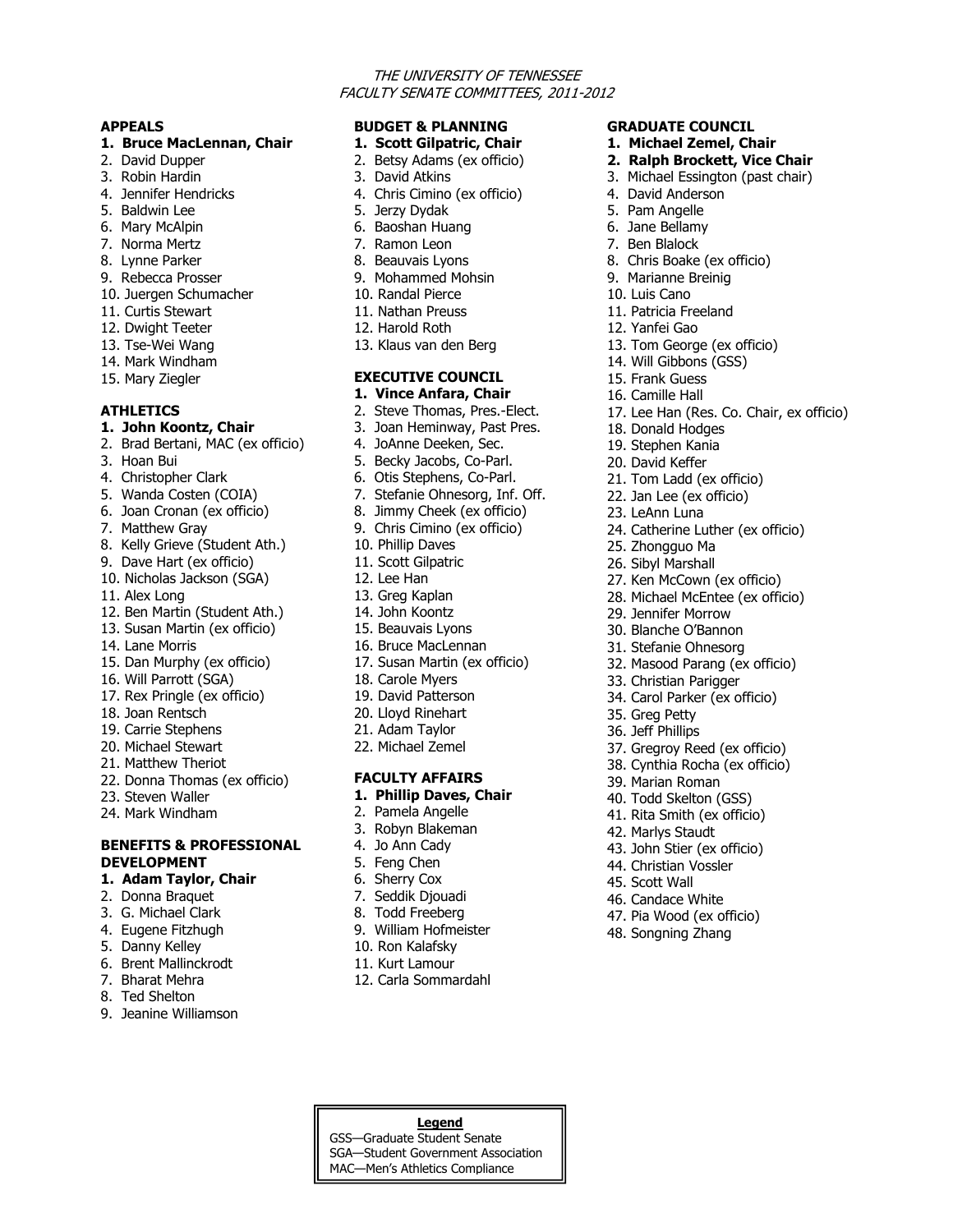*THE UNIVERSITY OF TENNESSEE*
*FACULTY SENATE COMMITTEES, 2011-2012*

### APPEALS

1. **Bruce MacLennan, Chair**
2. David Dupper
3. Robin Hardin
4. Jennifer Hendricks
5. Baldwin Lee
6. Mary McAlpin
7. Norma Mertz
8. Lynne Parker
9. Rebecca Prosser
10. Juergen Schumacher
11. Curtis Stewart
12. Dwight Teeter
13. Tse-Wei Wang
14. Mark Windham
15. Mary Ziegler

### ATHLETICS

1. **John Koontz, Chair**
2. Brad Bertani, MAC (ex officio)
3. Hoan Bui
4. Christopher Clark
5. Wanda Costen (COIA)
6. Joan Cronan (ex officio)
7. Matthew Gray
8. Kelly Grieve (Student Ath.)
9. Dave Hart (ex officio)
10. Nicholas Jackson (SGA)
11. Alex Long
12. Ben Martin (Student Ath.)
13. Susan Martin (ex officio)
14. Lane Morris
15. Dan Murphy (ex officio)
16. Will Parrott (SGA)
17. Rex Pringle (ex officio)
18. Joan Rentsch
19. Carrie Stephens
20. Michael Stewart
21. Matthew Theriot
22. Donna Thomas (ex officio)
23. Steven Waller
24. Mark Windham

### BENEFITS & PROFESSIONAL DEVELOPMENT

1. **Adam Taylor, Chair**
2. Donna Braquet
3. G. Michael Clark
4. Eugene Fitzhugh
5. Danny Kelley
6. Brent Mallinckrodt
7. Bharat Mehra
8. Ted Shelton
9. Jeanine Williamson

### BUDGET & PLANNING

1. **Scott Gilpatric, Chair**
2. Betsy Adams (ex officio)
3. David Atkins
4. Chris Cimino (ex officio)
5. Jerzy Dydak
6. Baoshan Huang
7. Ramon Leon
8. Beauvais Lyons
9. Mohammed Mohsin
10. Randal Pierce
11. Nathan Preuss
12. Harold Roth
13. Klaus van den Berg

### EXECUTIVE COUNCIL

1. **Vince Anfara, Chair**
2. Steve Thomas, Pres.-Elect.
3. Joan Heminway, Past Pres.
4. JoAnne Deeken, Sec.
5. Becky Jacobs, Co-Parl.
6. Otis Stephens, Co-Parl.
7. Stefanie Ohnesorg, Inf. Off.
8. Jimmy Cheek (ex officio)
9. Chris Cimino (ex officio)
10. Phillip Daves
11. Scott Gilpatric
12. Lee Han
13. Greg Kaplan
14. John Koontz
15. Beauvais Lyons
16. Bruce MacLennan
17. Susan Martin (ex officio)
18. Carole Myers
19. David Patterson
20. Lloyd Rinehart
21. Adam Taylor
22. Michael Zemel

### FACULTY AFFAIRS

1. **Phillip Daves, Chair**
2. Pamela Angelle
3. Robyn Blakeman
4. Jo Ann Cady
5. Feng Chen
6. Sherry Cox
7. Seddik Djouadi
8. Todd Freeberg
9. William Hofmeister
10. Ron Kalafsky
11. Kurt Lamour
12. Carla Sommardahl

### GRADUATE COUNCIL

1. **Michael Zemel, Chair**
2. **Ralph Brockett, Vice Chair**
3. Michael Essington (past chair)
4. David Anderson
5. Pam Angelle
6. Jane Bellamy
7. Ben Blalock
8. Chris Boake (ex officio)
9. Marianne Breinig
10. Luis Cano
11. Patricia Freeland
12. Yanfei Gao
13. Tom George (ex officio)
14. Will Gibbons (GSS)
15. Frank Guess
16. Camille Hall
17. Lee Han (Res. Co. Chair, ex officio)
18. Donald Hodges
19. Stephen Kania
20. David Keffer
21. Tom Ladd (ex officio)
22. Jan Lee (ex officio)
23. LeAnn Luna
24. Catherine Luther (ex officio)
25. Zhongguo Ma
26. Sibyl Marshall
27. Ken McCown (ex officio)
28. Michael McEntee (ex officio)
29. Jennifer Morrow
30. Blanche O'Bannon
31. Stefanie Ohnesorg
32. Masood Parang (ex officio)
33. Christian Parigger
34. Carol Parker (ex officio)
35. Greg Petty
36. Jeff Phillips
37. Gregroy Reed (ex officio)
38. Cynthia Rocha (ex officio)
39. Marian Roman
40. Todd Skelton (GSS)
41. Rita Smith (ex officio)
42. Marlys Staudt
43. John Stier (ex officio)
44. Christian Vossler
45. Scott Wall
46. Candace White
47. Pia Wood (ex officio)
48. Songning Zhang

**Legend**

GSS—Graduate Student Senate
SGA—Student Government Association
MAC—Men's Athletics Compliance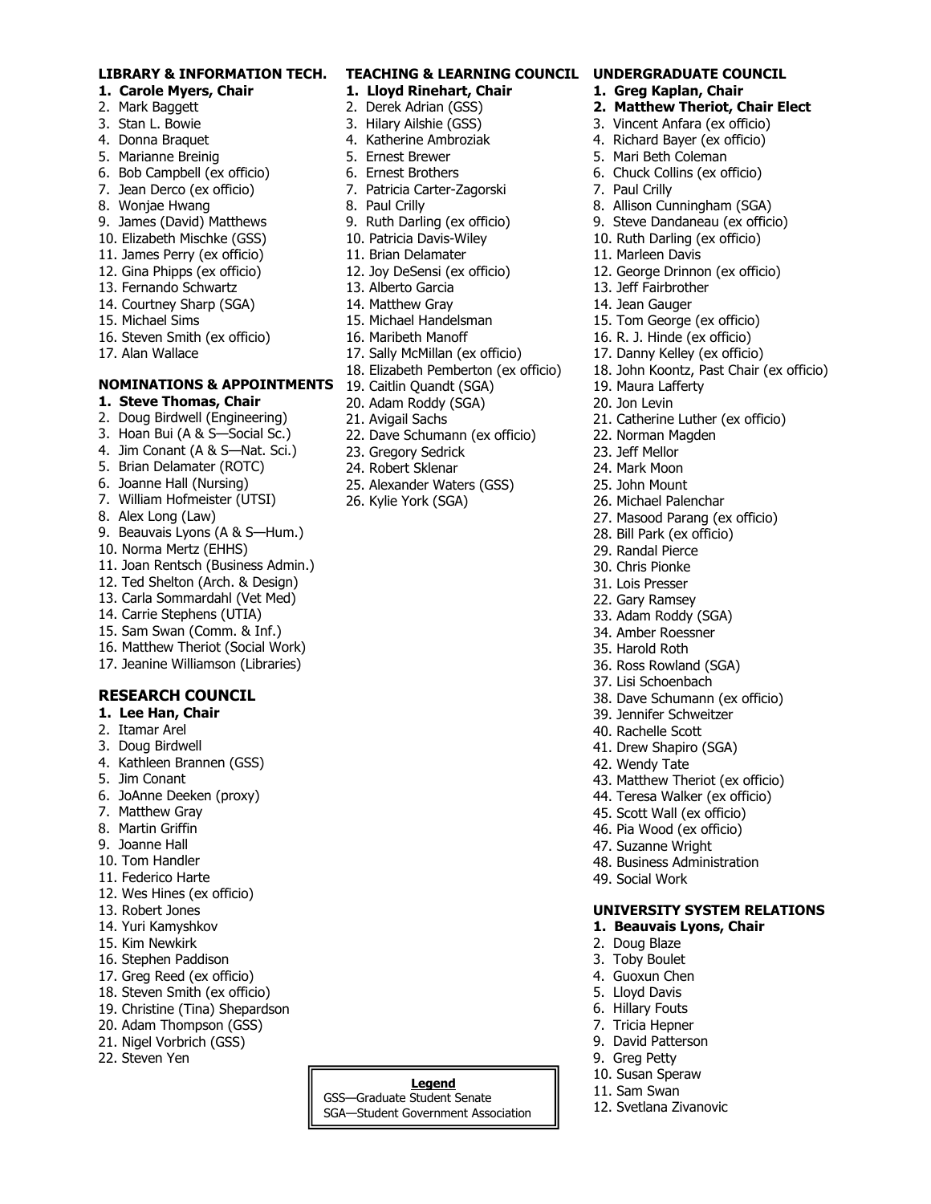## LIBRARY & INFORMATION TECH.

1. **Carole Myers, Chair**
2. Mark Baggett
3. Stan L. Bowie
4. Donna Braquet
5. Marianne Breinig
6. Bob Campbell (ex officio)
7. Jean Derco (ex officio)
8. Wonjae Hwang
9. James (David) Matthews
10. Elizabeth Mischke (GSS)
11. James Perry (ex officio)
12. Gina Phipps (ex officio)
13. Fernando Schwartz
14. Courtney Sharp (SGA)
15. Michael Sims
16. Steven Smith (ex officio)
17. Alan Wallace

## NOMINATIONS & APPOINTMENTS

1. **Steve Thomas, Chair**
2. Doug Birdwell (Engineering)
3. Hoan Bui (A & S—Social Sc.)
4. Jim Conant (A & S—Nat. Sci.)
5. Brian Delamater (ROTC)
6. Joanne Hall (Nursing)
7. William Hofmeister (UTSI)
8. Alex Long (Law)
9. Beauvais Lyons (A & S—Hum.)
10. Norma Mertz (EHHS)
11. Joan Rentsch (Business Admin.)
12. Ted Shelton (Arch. & Design)
13. Carla Sommardahl (Vet Med)
14. Carrie Stephens (UTIA)
15. Sam Swan (Comm. & Inf.)
16. Matthew Theriot (Social Work)
17. Jeanine Williamson (Libraries)

## RESEARCH COUNCIL

1. **Lee Han, Chair**
2. Itamar Arel
3. Doug Birdwell
4. Kathleen Brannen (GSS)
5. Jim Conant
6. JoAnne Deeken (proxy)
7. Matthew Gray
8. Martin Griffin
9. Joanne Hall
10. Tom Handler
11. Federico Harte
12. Wes Hines (ex officio)
13. Robert Jones
14. Yuri Kamyshkov
15. Kim Newkirk
16. Stephen Paddison
17. Greg Reed (ex officio)
18. Steven Smith (ex officio)
19. Christine (Tina) Shepardson
20. Adam Thompson (GSS)
21. Nigel Vorbrich (GSS)
22. Steven Yen

## TEACHING & LEARNING COUNCIL

1. **Lloyd Rinehart, Chair**
2. Derek Adrian (GSS)
3. Hilary Ailshie (GSS)
4. Katherine Ambroziak
5. Ernest Brewer
6. Ernest Brothers
7. Patricia Carter-Zagorski
8. Paul Crilly
9. Ruth Darling (ex officio)
10. Patricia Davis-Wiley
11. Brian Delamater
12. Joy DeSensi (ex officio)
13. Alberto Garcia
14. Matthew Gray
15. Michael Handelsman
16. Maribeth Manoff
17. Sally McMillan (ex officio)
18. Elizabeth Pemberton (ex officio)
19. Caitlin Quandt (SGA)
20. Adam Roddy (SGA)
21. Avigail Sachs
22. Dave Schumann (ex officio)
23. Gregory Sedrick
24. Robert Sklenar
25. Alexander Waters (GSS)
26. Kylie York (SGA)

**Legend**

GSS—Graduate Student Senate
SGA—Student Government Association

## UNDERGRADUATE COUNCIL

1. **Greg Kaplan, Chair**
2. **Matthew Theriot, Chair Elect**
3. Vincent Anfara (ex officio)
4. Richard Bayer (ex officio)
5. Mari Beth Coleman
6. Chuck Collins (ex officio)
7. Paul Crilly
8. Allison Cunningham (SGA)
9. Steve Dandaneau (ex officio)
10. Ruth Darling (ex officio)
11. Marleen Davis
12. George Drinnon (ex officio)
13. Jeff Fairbrother
14. Jean Gauger
15. Tom George (ex officio)
16. R. J. Hinde (ex officio)
17. Danny Kelley (ex officio)
18. John Koontz, Past Chair (ex officio)
19. Maura Lafferty
20. Jon Levin
21. Catherine Luther (ex officio)
22. Norman Magden
23. Jeff Mellor
24. Mark Moon
25. John Mount
26. Michael Palenchar
27. Masood Parang (ex officio)
28. Bill Park (ex officio)
29. Randal Pierce
30. Chris Pionke
31. Lois Presser

22. Gary Ramsey

33. Adam Roddy (SGA)
34. Amber Roessner
35. Harold Roth
36. Ross Rowland (SGA)
37. Lisi Schoenbach
38. Dave Schumann (ex officio)
39. Jennifer Schweitzer
40. Rachelle Scott
41. Drew Shapiro (SGA)
42. Wendy Tate
43. Matthew Theriot (ex officio)
44. Teresa Walker (ex officio)
45. Scott Wall (ex officio)
46. Pia Wood (ex officio)
47. Suzanne Wright
48. Business Administration
49. Social Work

## UNIVERSITY SYSTEM RELATIONS

1. **Beauvais Lyons, Chair**
2. Doug Blaze
3. Toby Boulet
4. Guoxun Chen
5. Lloyd Davis
6. Hillary Fouts
7. Tricia Hepner

9. David Patterson
9. Greg Petty
10. Susan Speraw
11. Sam Swan
12. Svetlana Zivanovic